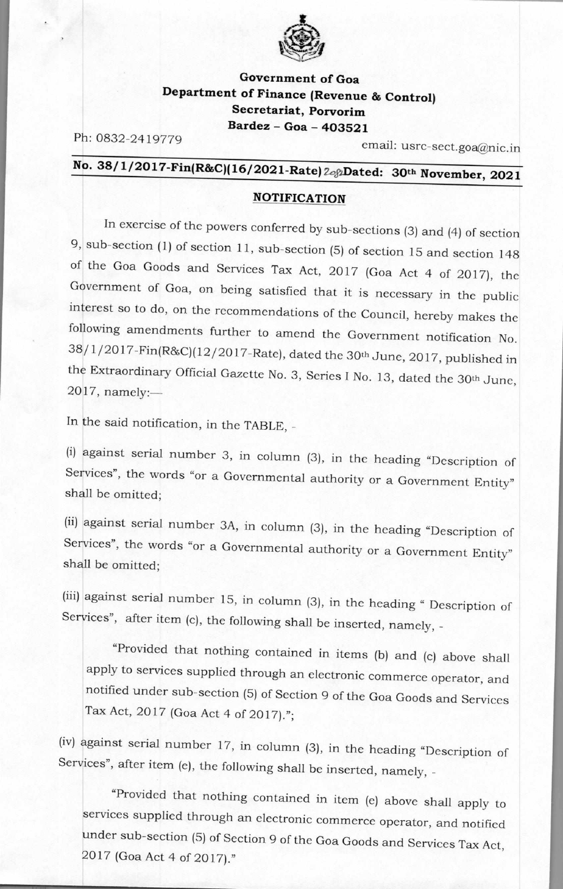**Government of Goa**
**Department of Finance (Revenue & Control)**
**Secretariat, Porvorim**
**Bardez – Goa – 403521**

Ph: 0832-2419779 email: usrc-sect.goa@nic.in

**No. 38/1/2017-Fin(R&C)(16/2021-Rate) 2082 Dated: 30th November, 2021**

**NOTIFICATION**

In exercise of the powers conferred by sub-sections (3) and (4) of section 9, sub-section (1) of section 11, sub-section (5) of section 15 and section 148 of the Goa Goods and Services Tax Act, 2017 (Goa Act 4 of 2017), the Government of Goa, on being satisfied that it is necessary in the public interest so to do, on the recommendations of the Council, hereby makes the following amendments further to amend the Government notification No. 38/1/2017-Fin(R&C)(12/2017-Rate), dated the 30th June, 2017, published in the Extraordinary Official Gazette No. 3, Series I No. 13, dated the 30th June, 2017, namely:—

In the said notification, in the TABLE, -

(i) against serial number 3, in column (3), in the heading "Description of Services", the words "or a Governmental authority or a Government Entity" shall be omitted;

(ii) against serial number 3A, in column (3), in the heading "Description of Services", the words "or a Governmental authority or a Government Entity" shall be omitted;

(iii) against serial number 15, in column (3), in the heading " Description of Services", after item (c), the following shall be inserted, namely, -

> "Provided that nothing contained in items (b) and (c) above shall apply to services supplied through an electronic commerce operator, and notified under sub-section (5) of Section 9 of the Goa Goods and Services Tax Act, 2017 (Goa Act 4 of 2017).";

(iv) against serial number 17, in column (3), in the heading "Description of Services", after item (e), the following shall be inserted, namely, -

> "Provided that nothing contained in item (e) above shall apply to services supplied through an electronic commerce operator, and notified under sub-section (5) of Section 9 of the Goa Goods and Services Tax Act, 2017 (Goa Act 4 of 2017)."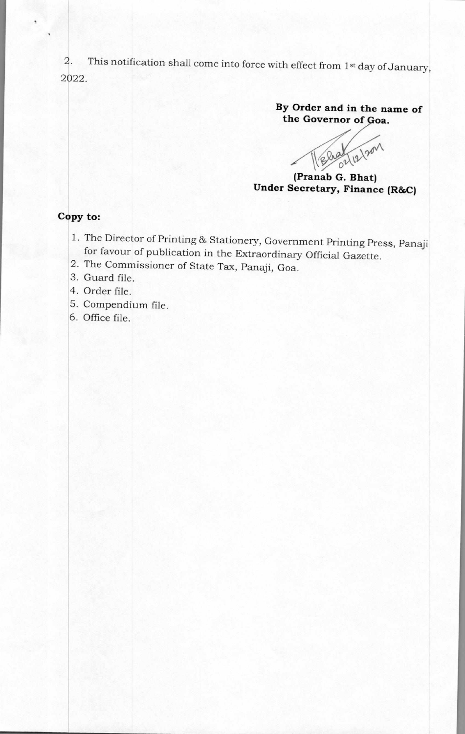2. This notification shall come into force with effect from 1st day of January, 2022.

**By Order and in the name of the Governor of Goa.**

**(Pranab G. Bhat)**
**Under Secretary, Finance (R&C)**

**Copy to:**

1. The Director of Printing & Stationery, Government Printing Press, Panaji for favour of publication in the Extraordinary Official Gazette.
2. The Commissioner of State Tax, Panaji, Goa.
3. Guard file.
4. Order file.
5. Compendium file.
6. Office file.